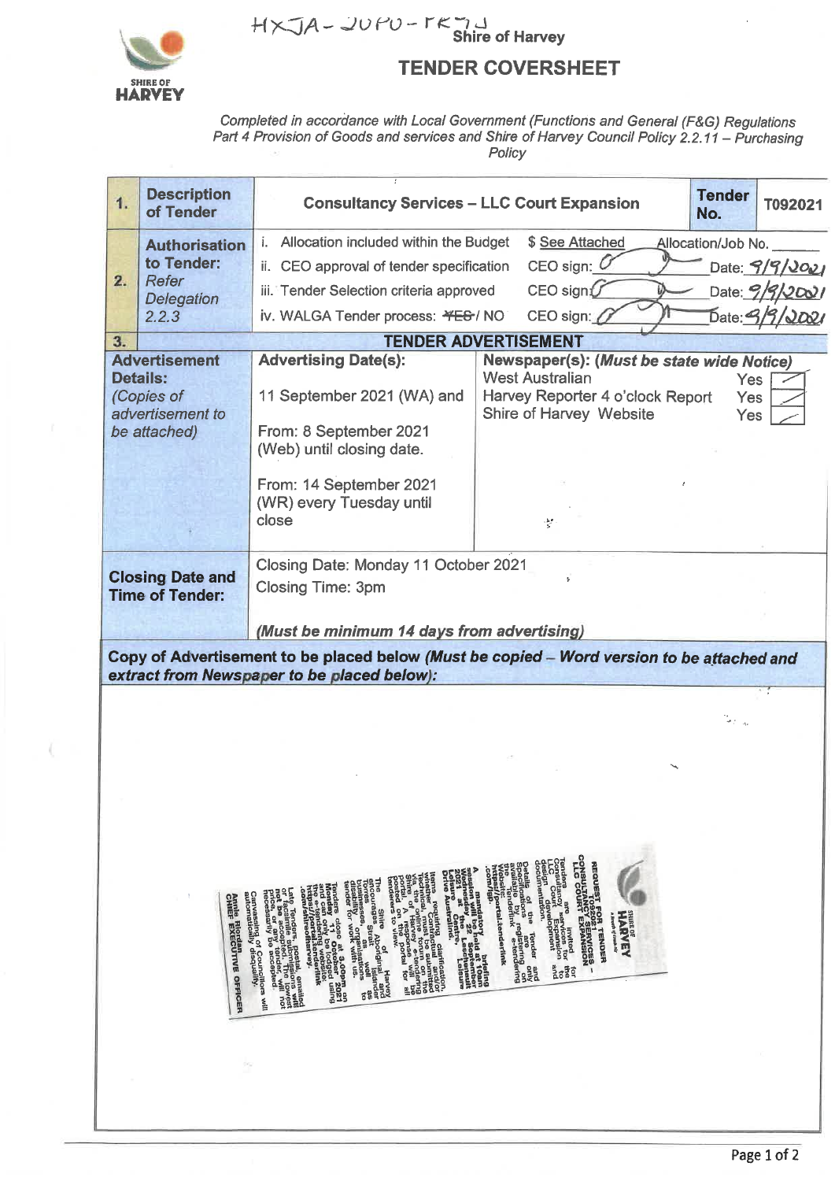HXJA-JUPU-FK7J

Shire of Harvey

SHIRE OF HARVEY

# TENDER COVERSHEET

*Completed in accordance with Local Government (Functions and General (F&G) Regulations Part 4 Provision of Goods and services and Shire of Harvey Council Policy 2.2.11 – Purchasing Policy*

| 1. | **Description of Tender** | **Consultancy Services – LLC Court Expansion** | | **Tender No.** | **T092021** |
|---|---|---|---|---|---|
| 2. | **Authorisation to Tender:** *Refer Delegation 2.2.3* | i. Allocation included within the Budget | $ See Attached | Allocation/Job No. ______ | |
| | | ii. CEO approval of tender specification | CEO sign: [signature] | Date: 9/9/2021 | |
| | | iii. Tender Selection criteria approved | CEO sign: [signature] | Date: 9/9/2021 | |
| | | iv. WALGA Tender process: ~~YES~~ / NO | CEO sign: [signature] | Date: 9/9/2021 | |
| 3. | **TENDER ADVERTISEMENT** | | | | |
| **Advertisement Details:** *(Copies of advertisement to be attached)* | | **Advertising Date(s):** 11 September 2021 (WA) and From: 8 September 2021 (Web) until closing date. From: 14 September 2021 (WR) every Tuesday until close | **Newspaper(s): *(Must be state wide Notice)*** West Australian – Yes ✓; Harvey Reporter 4 o'clock Report – Yes ✓; Shire of Harvey Website – Yes ✓ | | |
| **Closing Date and Time of Tender:** | | Closing Date: Monday 11 October 2021 Closing Time: 3pm *(Must be minimum 14 days from advertising)* | | | |

**Copy of Advertisement to be placed below *(Must be copied – Word version to be attached and extract from Newspaper to be placed below)*:**

SHIRE OF HARVEY

**REQUEST FOR TENDER T092021 CONSULTANCY SERVICES - LLC COURT EXPANSION**

Tenders are invited for Consultancy services for the LLC Court Expansion and design development documentation.

Details of the Tender and Specifications are only available by registering on the Tenderlink e-tendering Website: https://portal.tenderlink.com/sgh.

A mandatory briefing session will be held at 10am Wednesday 22 September 2021 at the Leschenault Leisure Centre, Leisure Drive Australind.

Items requiring clarification, whether Contractual and/or Technical, must be submitted via the online forum on the Shire of Harvey e-tendering portal. A response will be posted on the portal for all tenderers to view.

The Shire of Harvey encourages Aboriginal and Torres Strait Islander businesses, organisations as well as disability organisations to tender for work with us.

Tenders close at 3.00pm on Monday 11 October 2021 and can only be lodged using the e-tendering website https://portal.tenderlink.com/shireofharvey.

Late Tenders, postal, emailed or facsimile submissions will not be accepted. The lowest price, or any tender, will not necessarily be accepted.

Canvassing of Councillors will automatically disqualify.

Annie Riordan
CHIEF EXECUTIVE OFFICER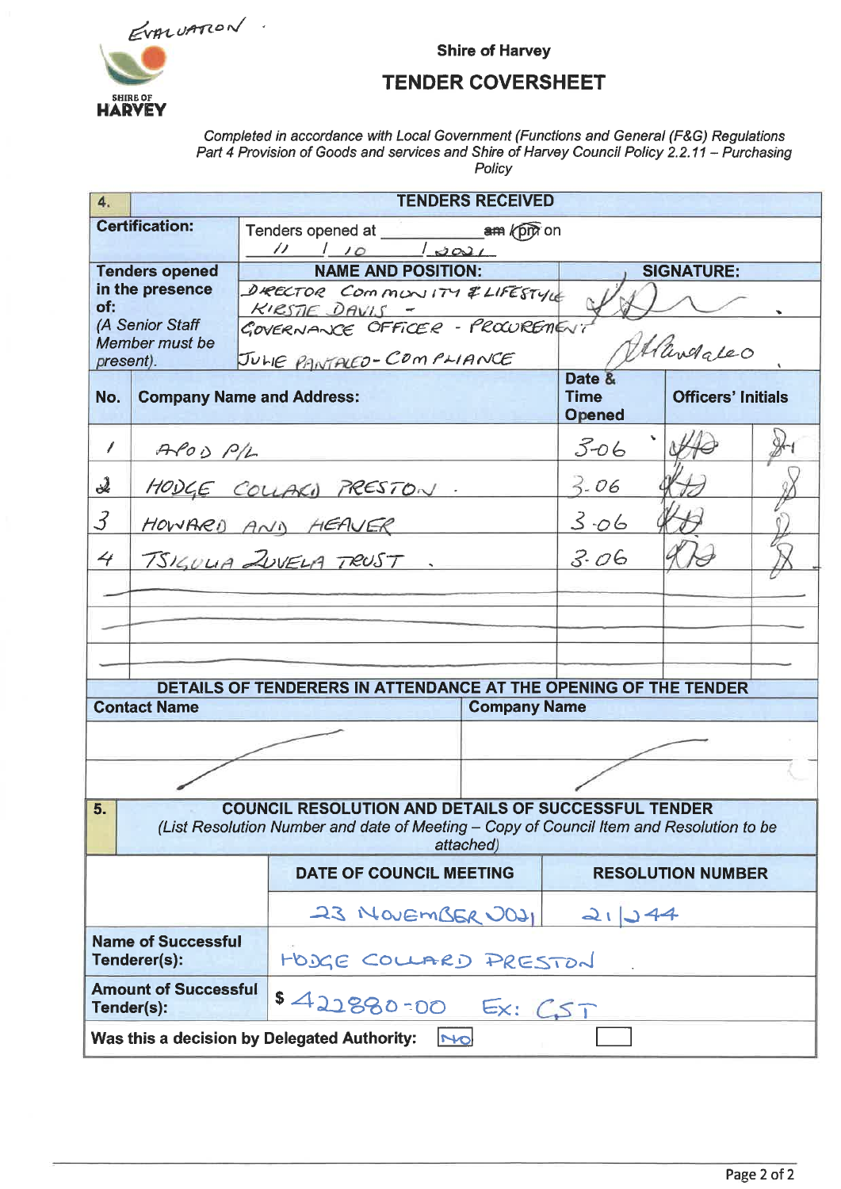EVALUATION

**Shire of Harvey**

# TENDER COVERSHEET

*Completed in accordance with Local Government (Functions and General (F&G) Regulations Part 4 Provision of Goods and services and Shire of Harvey Council Policy 2.2.11 – Purchasing Policy*

| **4.** | **TENDERS RECEIVED** | | | |
|---|---|---|---|---|
| **Certification:** | Tenders opened at ______ ~~am~~ / (pm) on 11 / 10 / 2021 | | | |
| **Tenders opened in the presence of:** *(A Senior Staff Member must be present).* | **NAME AND POSITION:** | | **SIGNATURE:** | |
| | DIRECTOR COMMUNITY & LIFESTYLE KIRSTIE DAVIS | | (signature) | |
| | GOVERNANCE OFFICER - PROCUREMENT JULIE PANTALEO - COMPLIANCE | | (signature) | |
| **No.** | **Company Name and Address:** | **Date & Time Opened** | **Officers' Initials** | |
| 1 | APOD P/L | 3-06 | (initials) | (initials) |
| 2 | HODGE COLLARD PRESTON | 3-06 | (initials) | (initials) |
| 3 | HOWARD AND HEAVER | 3-06 | (initials) | (initials) |
| 4 | TSIGULIA ZUVELA TRUST | 3-06 | (initials) | (initials) |
| | | | | |
| | | | | |
| | | | | |

| **DETAILS OF TENDERERS IN ATTENDANCE AT THE OPENING OF THE TENDER** | |
|---|---|
| **Contact Name** | **Company Name** |
| | |
| | |

| **5.** | **COUNCIL RESOLUTION AND DETAILS OF SUCCESSFUL TENDER** *(List Resolution Number and date of Meeting – Copy of Council Item and Resolution to be attached)* | |
|---|---|---|
| | **DATE OF COUNCIL MEETING** | **RESOLUTION NUMBER** |
| | 23 NOVEMBER 2021 | 21/244 |
| **Name of Successful Tenderer(s):** | HODGE COLLARD PRESTON | |
| **Amount of Successful Tender(s):** | $ 422880-00 Ex: GST | |
| **Was this a decision by Delegated Authority:** | NO | |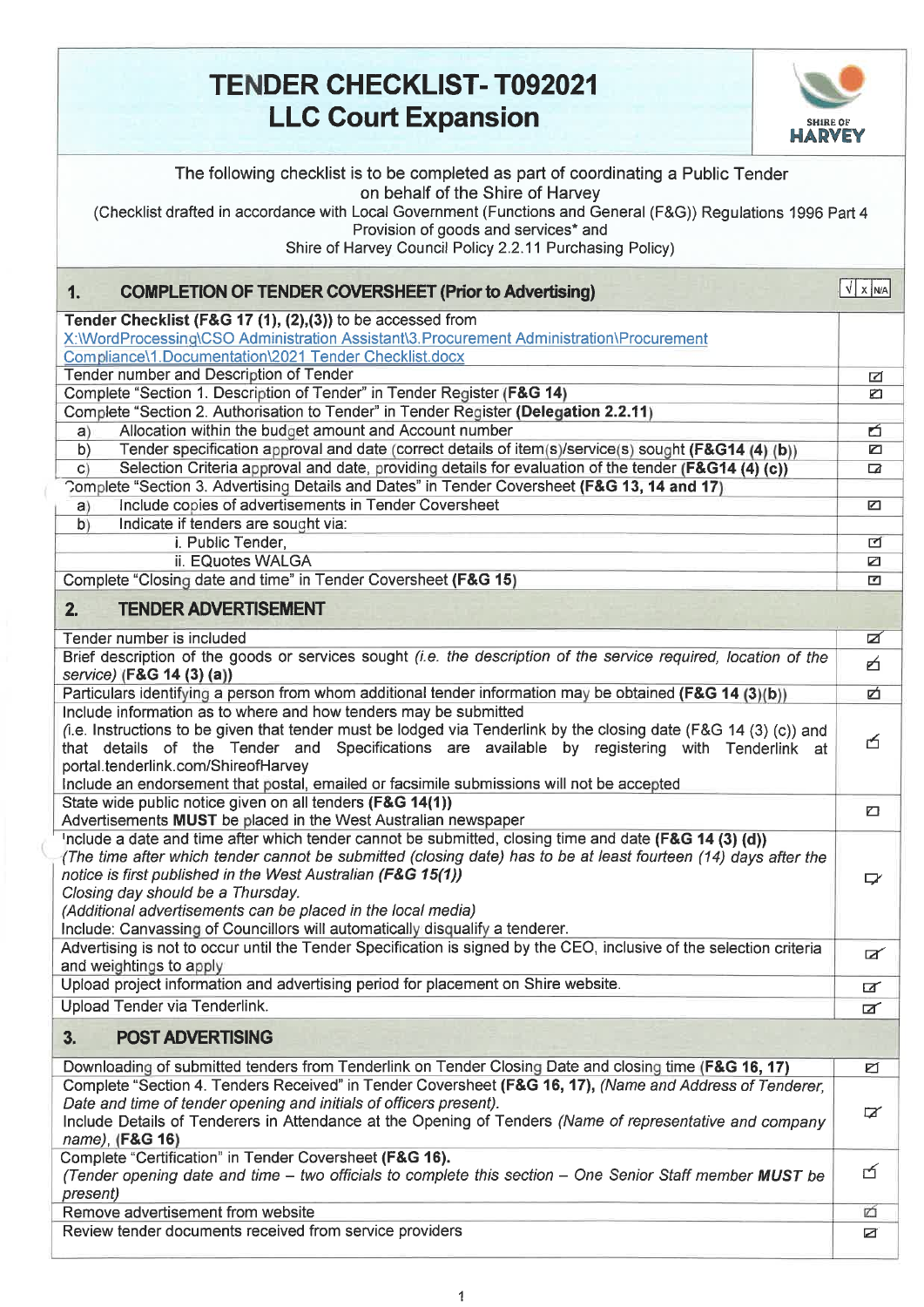# TENDER CHECKLIST- T092021
## LLC Court Expansion

SHIRE OF HARVEY

The following checklist is to be completed as part of coordinating a Public Tender on behalf of the Shire of Harvey
(Checklist drafted in accordance with Local Government (Functions and General (F&G)) Regulations 1996 Part 4 Provision of goods and services* and
Shire of Harvey Council Policy 2.2.11 Purchasing Policy)

| **1. COMPLETION OF TENDER COVERSHEET (Prior to Advertising)** | √ / x / N/A |
|---|---|
| **Tender Checklist (F&G 17 (1), (2),(3))** to be accessed from X:\WordProcessing\CSO Administration Assistant\3.Procurement Administration\Procurement Compliance\1.Documentation\2021 Tender Checklist.docx | |
| Tender number and Description of Tender | ☑ |
| Complete "Section 1. Description of Tender" in Tender Register **(F&G 14)** | ☑ |
| Complete "Section 2. Authorisation to Tender" in Tender Register **(Delegation 2.2.11)** | |
| a) Allocation within the budget amount and Account number | ☑ |
| b) Tender specification approval and date (correct details of item(s)/service(s) sought **(F&G14 (4) (b)**) | ☑ |
| c) Selection Criteria approval and date, providing details for evaluation of the tender **(F&G14 (4) (c))** | ☑ |
| Complete "Section 3. Advertising Details and Dates" in Tender Coversheet **(F&G 13, 14 and 17)** | |
| a) Include copies of advertisements in Tender Coversheet | ☑ |
| b) Indicate if tenders are sought via: | |
| i. Public Tender, | ☑ |
| ii. EQuotes WALGA | ☑ |
| Complete "Closing date and time" in Tender Coversheet **(F&G 15)** | ☑ |
| **2. TENDER ADVERTISEMENT** | |
| Tender number is included | ☑ |
| Brief description of the goods or services sought *(i.e. the description of the service required, location of the service)* **(F&G 14 (3) (a))** | ☑ |
| Particulars identifying a person from whom additional tender information may be obtained **(F&G 14 (3)(b))** | ☑ |
| Include information as to where and how tenders may be submitted<br>(i.e. Instructions to be given that tender must be lodged via Tenderlink by the closing date (F&G 14 (3) (c)) and that details of the Tender and Specifications are available by registering with Tenderlink at portal.tenderlink.com/ShireofHarvey<br>Include an endorsement that postal, emailed or facsimile submissions will not be accepted | ☑ |
| State wide public notice given on all tenders **(F&G 14(1))**<br>Advertisements **MUST** be placed in the West Australian newspaper | ☑ |
| Include a date and time after which tender cannot be submitted, closing time and date **(F&G 14 (3) (d))**<br>*(The time after which tender cannot be submitted (closing date) has to be at least fourteen (14) days after the notice is first published in the West Australian **(F&G 15(1))***<br>*Closing day should be a Thursday.*<br>*(Additional advertisements can be placed in the local media)*<br>Include: Canvassing of Councillors will automatically disqualify a tenderer. | ☑ |
| Advertising is not to occur until the Tender Specification is signed by the CEO, inclusive of the selection criteria and weightings to apply | ☑ |
| Upload project information and advertising period for placement on Shire website. | ☑ |
| Upload Tender via Tenderlink. | ☑ |
| **3. POST ADVERTISING** | |
| Downloading of submitted tenders from Tenderlink on Tender Closing Date and closing time **(F&G 16, 17)** | ☑ |
| Complete "Section 4. Tenders Received" in Tender Coversheet **(F&G 16, 17)**, *(Name and Address of Tenderer, Date and time of tender opening and initials of officers present).*<br>Include Details of Tenderers in Attendance at the Opening of Tenders *(Name of representative and company name)*, **(F&G 16)** | ☑ |
| Complete "Certification" in Tender Coversheet **(F&G 16).**<br>*(Tender opening date and time – two officials to complete this section – One Senior Staff member **MUST** be present)* | ☑ |
| Remove advertisement from website | ☑ |
| Review tender documents received from service providers | ☑ |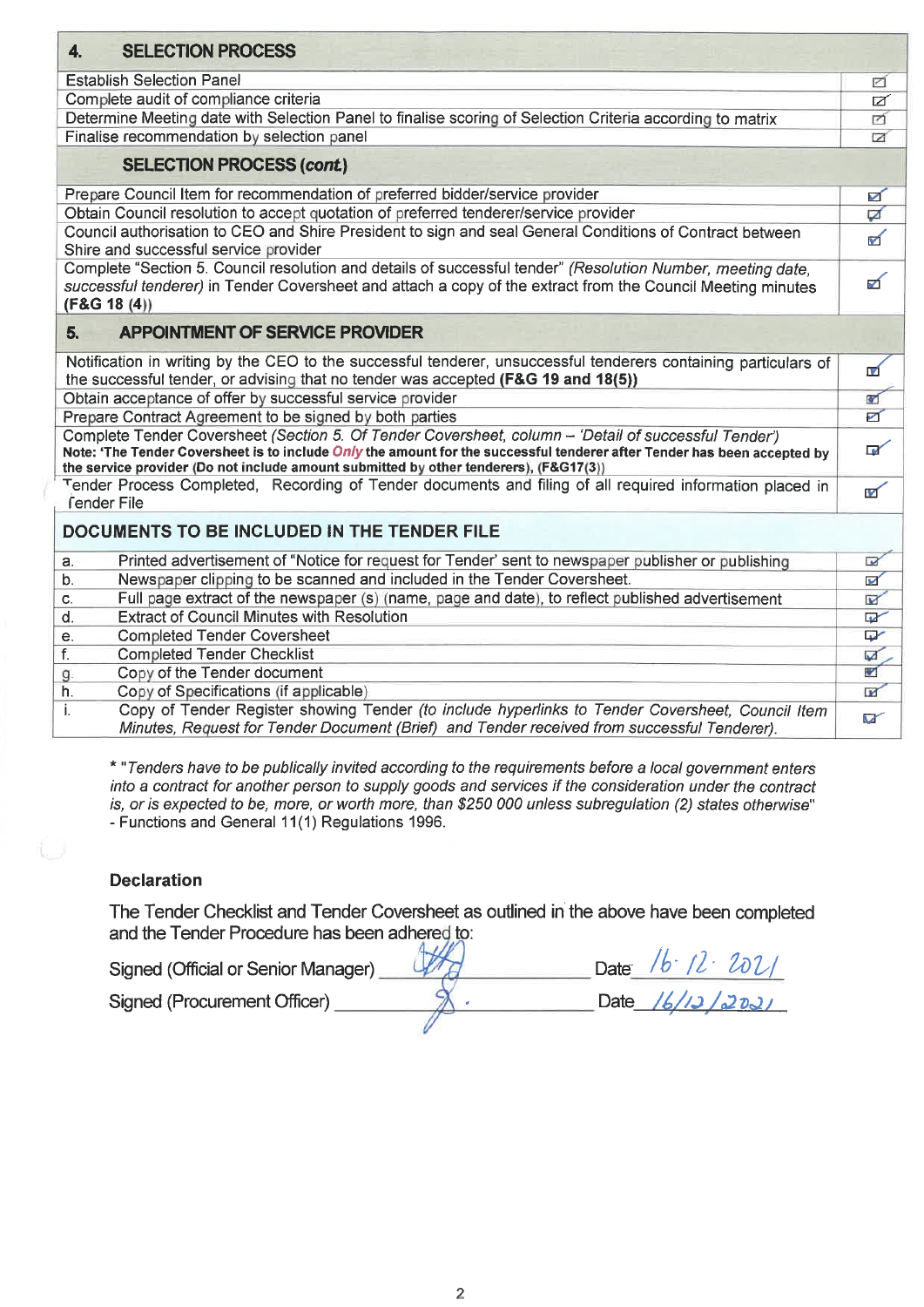| 4. SELECTION PROCESS | |
|---|---|
| Establish Selection Panel | ☑ |
| Complete audit of compliance criteria | ☑ |
| Determine Meeting date with Selection Panel to finalise scoring of Selection Criteria according to matrix | ☑ |
| Finalise recommendation by selection panel | ☑ |
| **SELECTION PROCESS (*cont.*)** | |
| Prepare Council Item for recommendation of preferred bidder/service provider | ☑ |
| Obtain Council resolution to accept quotation of preferred tenderer/service provider | ☑ |
| Council authorisation to CEO and Shire President to sign and seal General Conditions of Contract between Shire and successful service provider | ☑ |
| Complete "Section 5. Council resolution and details of successful tender" *(Resolution Number, meeting date, successful tenderer)* in Tender Coversheet and attach a copy of the extract from the Council Meeting minutes **(F&G 18 (4))** | ☑ |
| **5. APPOINTMENT OF SERVICE PROVIDER** | |
| Notification in writing by the CEO to the successful tenderer, unsuccessful tenderers containing particulars of the successful tender, or advising that no tender was accepted **(F&G 19 and 18(5))** | ☑ |
| Obtain acceptance of offer by successful service provider | ☑ |
| Prepare Contract Agreement to be signed by both parties | ☑ |
| Complete Tender Coversheet *(Section 5. Of Tender Coversheet, column – 'Detail of successful Tender')* **Note: 'The Tender Coversheet is to include *Only* the amount for the successful tenderer after Tender has been accepted by the service provider (Do not include amount submitted by other tenderers), (F&G17(3))** | ☑ |
| Tender Process Completed, Recording of Tender documents and filing of all required information placed in Tender File | ☑ |

| DOCUMENTS TO BE INCLUDED IN THE TENDER FILE | | |
|---|---|---|
| a. | Printed advertisement of "Notice for request for Tender' sent to newspaper publisher or publishing | ☑ |
| b. | Newspaper clipping to be scanned and included in the Tender Coversheet. | ☑ |
| c. | Full page extract of the newspaper (s) (name, page and date), to reflect published advertisement | ☑ |
| d. | Extract of Council Minutes with Resolution | ☑ |
| e. | Completed Tender Coversheet | ☑ |
| f. | Completed Tender Checklist | ☑ |
| g. | Copy of the Tender document | ☑ |
| h. | Copy of Specifications (if applicable) | ☑ |
| i. | Copy of Tender Register showing Tender *(to include hyperlinks to Tender Coversheet, Council Item Minutes, Request for Tender Document (Brief) and Tender received from successful Tenderer).* | ☑ |

* "*Tenders have to be publically invited according to the requirements before a local government enters into a contract for another person to supply goods and services if the consideration under the contract is, or is expected to be, more, or worth more, than $250 000 unless subregulation (2) states otherwise*" - Functions and General 11(1) Regulations 1996.

**Declaration**

The Tender Checklist and Tender Coversheet as outlined in the above have been completed and the Tender Procedure has been adhered to:

Signed (Official or Senior Manager) [signature] Date 16.12.2021

Signed (Procurement Officer) [signature] Date 16/12/2021